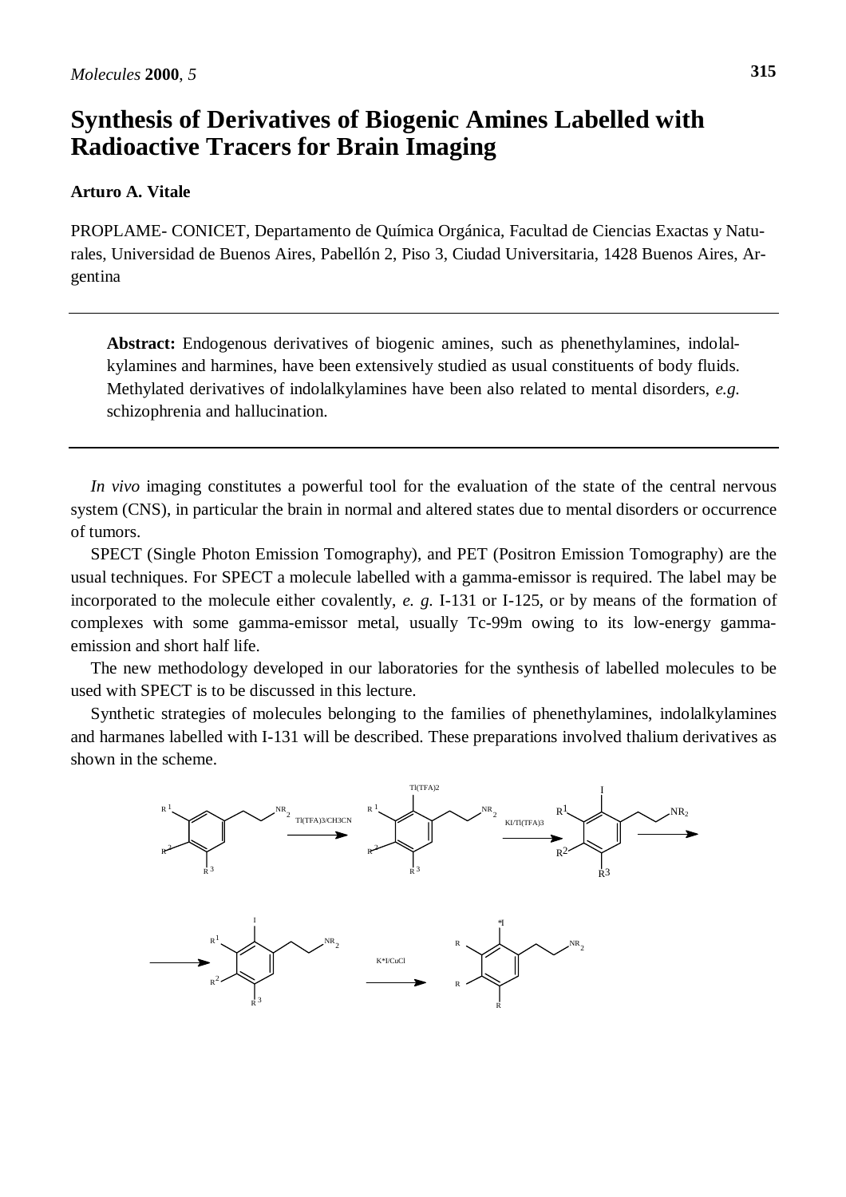# Synthesis of Derivatives of Biogenic Amines Labelled with Radioactive Tracers for Brain Imaging

**Arturo A. Vitale**

PROPLAME- CONICET, Departamento de Química Orgánica, Facultad de Ciencias Exactas y Naturales, Universidad de Buenos Aires, Pabellón 2, Piso 3, Ciudad Universitaria, 1428 Buenos Aires, Argentina

---

**Abstract:** Endogenous derivatives of biogenic amines, such as phenethylamines, indolalkylamines and harmines, have been extensively studied as usual constituents of body fluids. Methylated derivatives of indolalkylamines have been also related to mental disorders, *e.g.* schizophrenia and hallucination.

---

*In vivo* imaging constitutes a powerful tool for the evaluation of the state of the central nervous system (CNS), in particular the brain in normal and altered states due to mental disorders or occurrence of tumors.

SPECT (Single Photon Emission Tomography), and PET (Positron Emission Tomography) are the usual techniques. For SPECT a molecule labelled with a gamma-emissor is required. The label may be incorporated to the molecule either covalently, *e. g.* I-131 or I-125, or by means of the formation of complexes with some gamma-emissor metal, usually Tc-99m owing to its low-energy gamma-emission and short half life.

The new methodology developed in our laboratories for the synthesis of labelled molecules to be used with SPECT is to be discussed in this lecture.

Synthetic strategies of molecules belonging to the families of phenethylamines, indolalkylamines and harmanes labelled with I-131 will be described. These preparations involved thalium derivatives as shown in the scheme.

Tl(TFA)3/CH3CN → KI/Tl(TFA)3 → K*I/CuCl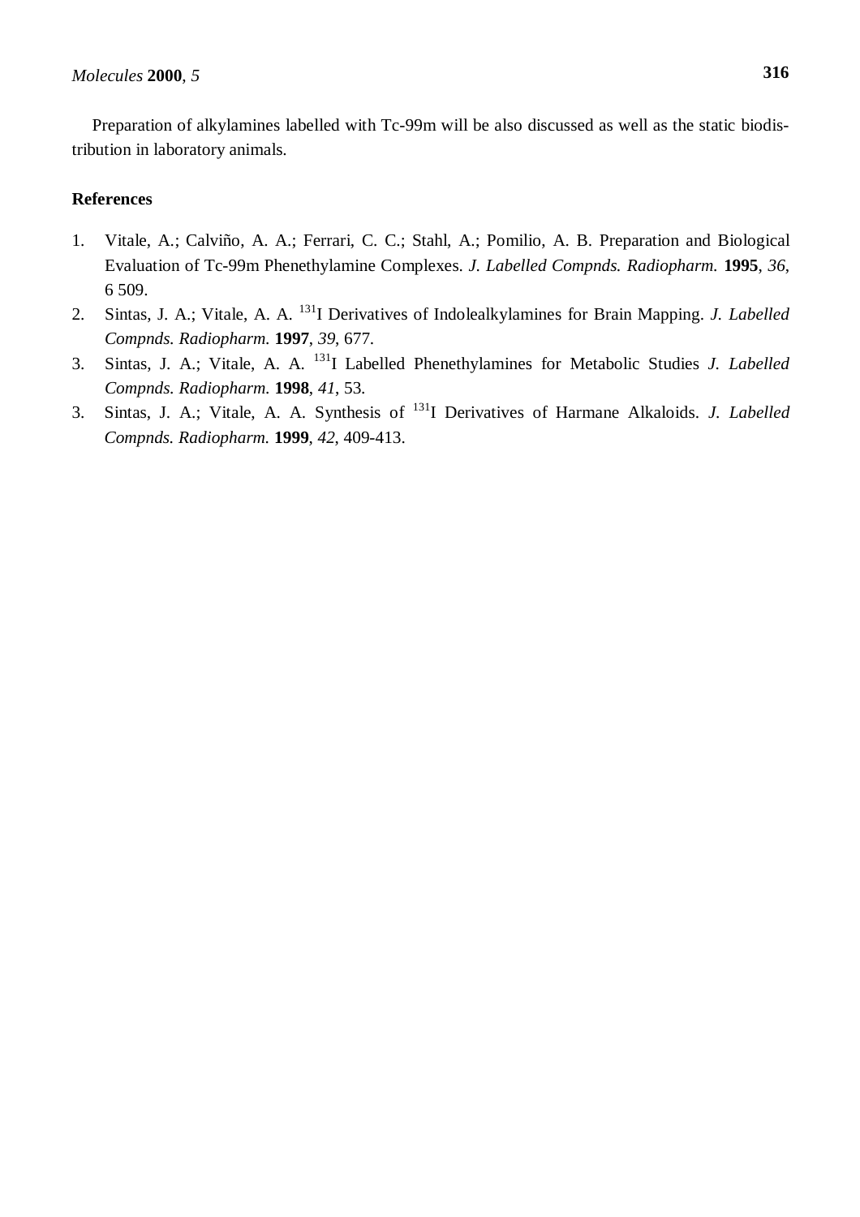Preparation of alkylamines labelled with Tc-99m will be also discussed as well as the static biodistribution in laboratory animals.

## References

1. Vitale, A.; Calviño, A. A.; Ferrari, C. C.; Stahl, A.; Pomilio, A. B. Preparation and Biological Evaluation of Tc-99m Phenethylamine Complexes. *J. Labelled Compnds. Radiopharm.* **1995**, *36*, 6 509.
2. Sintas, J. A.; Vitale, A. A. $^{131}$I Derivatives of Indolealkylamines for Brain Mapping. *J. Labelled Compnds. Radiopharm.* **1997**, *39*, 677.
3. Sintas, J. A.; Vitale, A. A. $^{131}$I Labelled Phenethylamines for Metabolic Studies *J. Labelled Compnds. Radiopharm.* **1998**, *41*, 53.
3. Sintas, J. A.; Vitale, A. A. Synthesis of $^{131}$I Derivatives of Harmane Alkaloids. *J. Labelled Compnds. Radiopharm.* **1999**, *42,* 409-413.